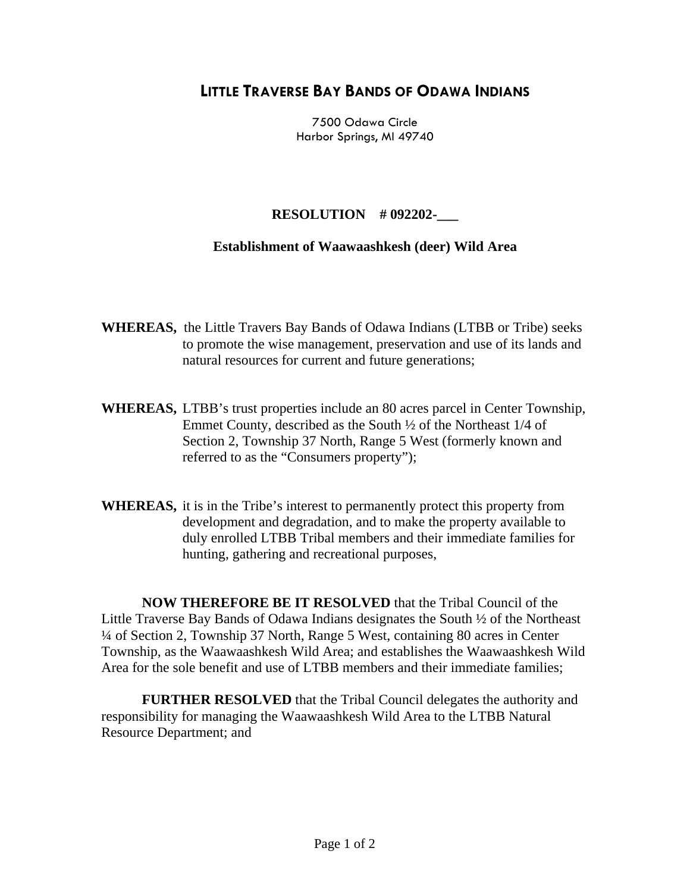# LITTLE TRAVERSE BAY BANDS OF ODAWA INDIANS

7500 Odawa Circle
Harbor Springs, MI 49740

## RESOLUTION # 092202-___

### Establishment of Waawaashkesh (deer) Wild Area

**WHEREAS,** the Little Travers Bay Bands of Odawa Indians (LTBB or Tribe) seeks to promote the wise management, preservation and use of its lands and natural resources for current and future generations;

**WHEREAS,** LTBB's trust properties include an 80 acres parcel in Center Township, Emmet County, described as the South ½ of the Northeast 1/4 of Section 2, Township 37 North, Range 5 West (formerly known and referred to as the "Consumers property");

**WHEREAS,** it is in the Tribe's interest to permanently protect this property from development and degradation, and to make the property available to duly enrolled LTBB Tribal members and their immediate families for hunting, gathering and recreational purposes,

**NOW THEREFORE BE IT RESOLVED** that the Tribal Council of the Little Traverse Bay Bands of Odawa Indians designates the South ½ of the Northeast ¼ of Section 2, Township 37 North, Range 5 West, containing 80 acres in Center Township, as the Waawaashkesh Wild Area; and establishes the Waawaashkesh Wild Area for the sole benefit and use of LTBB members and their immediate families;

**FURTHER RESOLVED** that the Tribal Council delegates the authority and responsibility for managing the Waawaashkesh Wild Area to the LTBB Natural Resource Department; and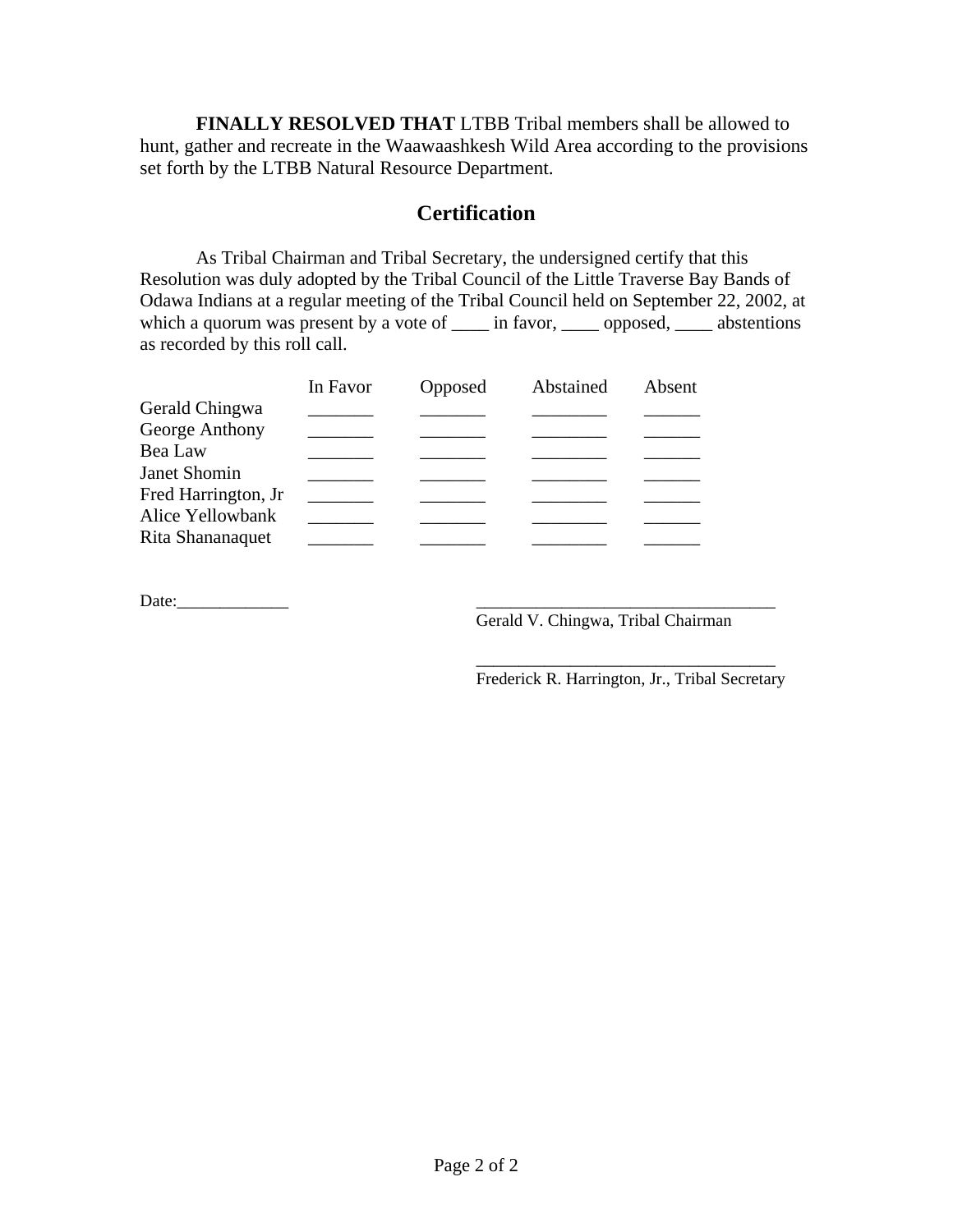**FINALLY RESOLVED THAT** LTBB Tribal members shall be allowed to hunt, gather and recreate in the Waawaashkesh Wild Area according to the provisions set forth by the LTBB Natural Resource Department.

## Certification

As Tribal Chairman and Tribal Secretary, the undersigned certify that this Resolution was duly adopted by the Tribal Council of the Little Traverse Bay Bands of Odawa Indians at a regular meeting of the Tribal Council held on September 22, 2002, at which a quorum was present by a vote of ____ in favor, ____ opposed, ____ abstentions as recorded by this roll call.

| | In Favor | Opposed | Abstained | Absent |
|---|---|---|---|---|
| Gerald Chingwa | _______ | _______ | ________ | ______ |
| George Anthony | _______ | _______ | ________ | ______ |
| Bea Law | _______ | _______ | ________ | ______ |
| Janet Shomin | _______ | _______ | ________ | ______ |
| Fred Harrington, Jr | _______ | _______ | ________ | ______ |
| Alice Yellowbank | _______ | _______ | ________ | ______ |
| Rita Shananaquet | _______ | _______ | ________ | ______ |

Date:_____________

__________________________________
Gerald V. Chingwa, Tribal Chairman

__________________________________
Frederick R. Harrington, Jr., Tribal Secretary